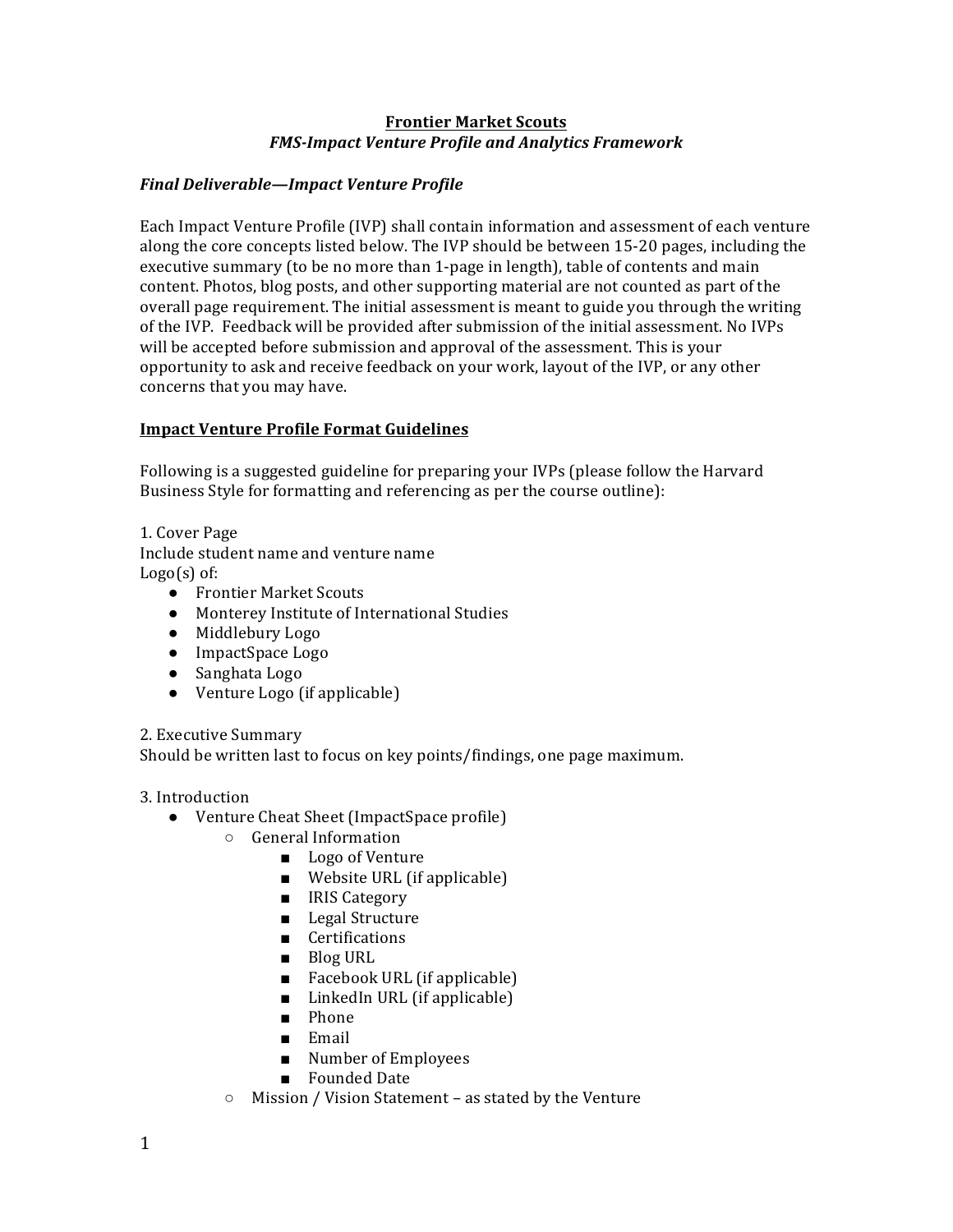# Frontier Market Scouts

## *FMS-Impact Venture Profile and Analytics Framework*

### *Final Deliverable—Impact Venture Profile*

Each Impact Venture Profile (IVP) shall contain information and assessment of each venture along the core concepts listed below. The IVP should be between 15-20 pages, including the executive summary (to be no more than 1-page in length), table of contents and main content. Photos, blog posts, and other supporting material are not counted as part of the overall page requirement. The initial assessment is meant to guide you through the writing of the IVP. Feedback will be provided after submission of the initial assessment. No IVPs will be accepted before submission and approval of the assessment. This is your opportunity to ask and receive feedback on your work, layout of the IVP, or any other concerns that you may have.

### Impact Venture Profile Format Guidelines

Following is a suggested guideline for preparing your IVPs (please follow the Harvard Business Style for formatting and referencing as per the course outline):

1. Cover Page
Include student name and venture name
Logo(s) of:
    - Frontier Market Scouts
    - Monterey Institute of International Studies
    - Middlebury Logo
    - ImpactSpace Logo
    - Sanghata Logo
    - Venture Logo (if applicable)

2. Executive Summary
Should be written last to focus on key points/findings, one page maximum.

3. Introduction
    - Venture Cheat Sheet (ImpactSpace profile)
        - General Information
            - Logo of Venture
            - Website URL (if applicable)
            - IRIS Category
            - Legal Structure
            - Certifications
            - Blog URL
            - Facebook URL (if applicable)
            - LinkedIn URL (if applicable)
            - Phone
            - Email
            - Number of Employees
            - Founded Date
        - Mission / Vision Statement – as stated by the Venture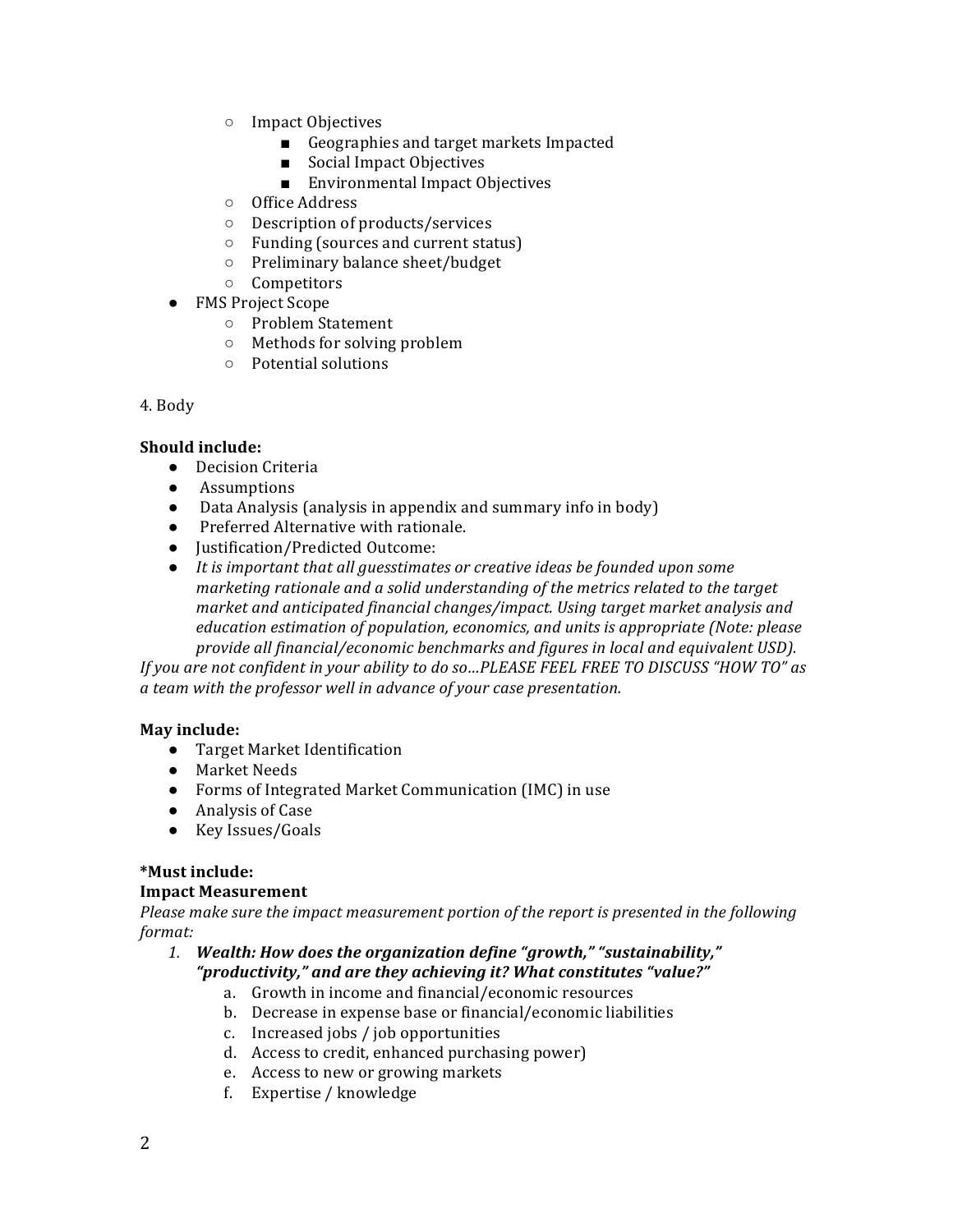- Impact Objectives
    - Geographies and target markets Impacted
    - Social Impact Objectives
    - Environmental Impact Objectives
- Office Address
- Description of products/services
- Funding (sources and current status)
- Preliminary balance sheet/budget
- Competitors

- FMS Project Scope
    - Problem Statement
    - Methods for solving problem
    - Potential solutions

4. Body

**Should include:**

- Decision Criteria
- Assumptions
- Data Analysis (analysis in appendix and summary info in body)
- Preferred Alternative with rationale.
- Justification/Predicted Outcome:
- *It is important that all guesstimates or creative ideas be founded upon some marketing rationale and a solid understanding of the metrics related to the target market and anticipated financial changes/impact. Using target market analysis and education estimation of population, economics, and units is appropriate (Note: please provide all financial/economic benchmarks and figures in local and equivalent USD).*

*If you are not confident in your ability to do so…PLEASE FEEL FREE TO DISCUSS "HOW TO" as a team with the professor well in advance of your case presentation.*

**May include:**

- Target Market Identification
- Market Needs
- Forms of Integrated Market Communication (IMC) in use
- Analysis of Case
- Key Issues/Goals

**\*Must include:**

**Impact Measurement**

*Please make sure the impact measurement portion of the report is presented in the following format:*

1. ***Wealth: How does the organization define "growth," "sustainability," "productivity," and are they achieving it? What constitutes "value?"***
    a. Growth in income and financial/economic resources
    b. Decrease in expense base or financial/economic liabilities
    c. Increased jobs / job opportunities
    d. Access to credit, enhanced purchasing power)
    e. Access to new or growing markets
    f. Expertise / knowledge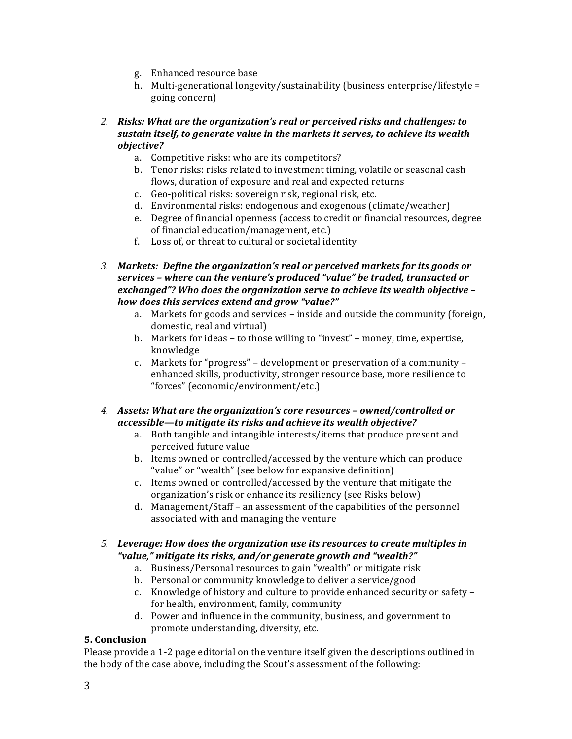g. Enhanced resource base
h. Multi-generational longevity/sustainability (business enterprise/lifestyle = going concern)

2. ***Risks: What are the organization's real or perceived risks and challenges: to sustain itself, to generate value in the markets it serves, to achieve its wealth objective?***
   a. Competitive risks: who are its competitors?
   b. Tenor risks: risks related to investment timing, volatile or seasonal cash flows, duration of exposure and real and expected returns
   c. Geo-political risks: sovereign risk, regional risk, etc.
   d. Environmental risks: endogenous and exogenous (climate/weather)
   e. Degree of financial openness (access to credit or financial resources, degree of financial education/management, etc.)
   f. Loss of, or threat to cultural or societal identity

3. ***Markets: Define the organization's real or perceived markets for its goods or services – where can the venture's produced "value" be traded, transacted or exchanged"? Who does the organization serve to achieve its wealth objective – how does this services extend and grow "value?"***
   a. Markets for goods and services – inside and outside the community (foreign, domestic, real and virtual)
   b. Markets for ideas – to those willing to "invest" – money, time, expertise, knowledge
   c. Markets for "progress" – development or preservation of a community – enhanced skills, productivity, stronger resource base, more resilience to "forces" (economic/environment/etc.)

4. ***Assets: What are the organization's core resources – owned/controlled or accessible—to mitigate its risks and achieve its wealth objective?***
   a. Both tangible and intangible interests/items that produce present and perceived future value
   b. Items owned or controlled/accessed by the venture which can produce "value" or "wealth" (see below for expansive definition)
   c. Items owned or controlled/accessed by the venture that mitigate the organization's risk or enhance its resiliency (see Risks below)
   d. Management/Staff – an assessment of the capabilities of the personnel associated with and managing the venture

5. ***Leverage: How does the organization use its resources to create multiples in "value," mitigate its risks, and/or generate growth and "wealth?"***
   a. Business/Personal resources to gain "wealth" or mitigate risk
   b. Personal or community knowledge to deliver a service/good
   c. Knowledge of history and culture to provide enhanced security or safety – for health, environment, family, community
   d. Power and influence in the community, business, and government to promote understanding, diversity, etc.

**5. Conclusion**

Please provide a 1-2 page editorial on the venture itself given the descriptions outlined in the body of the case above, including the Scout's assessment of the following: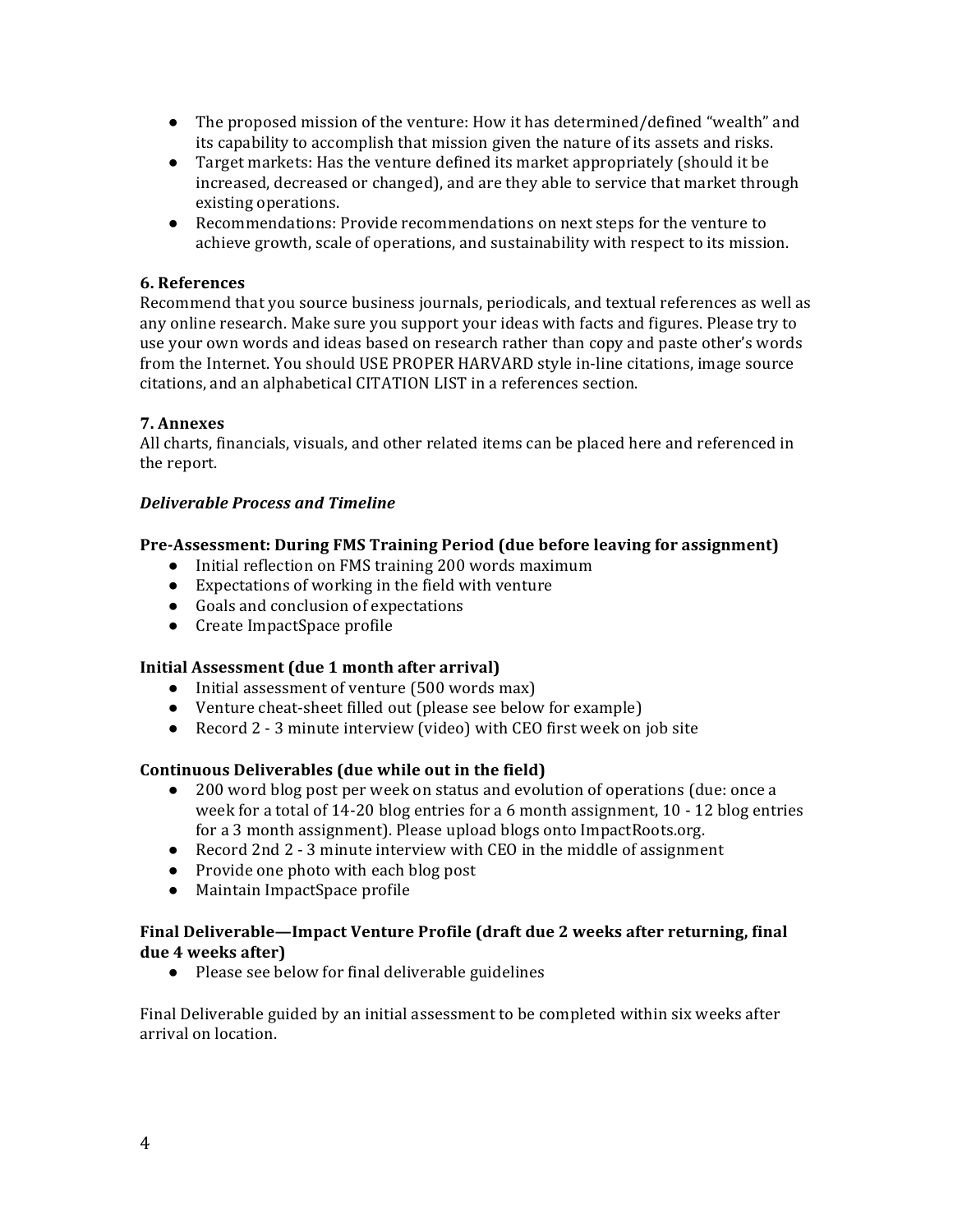- The proposed mission of the venture: How it has determined/defined "wealth" and its capability to accomplish that mission given the nature of its assets and risks.
- Target markets: Has the venture defined its market appropriately (should it be increased, decreased or changed), and are they able to service that market through existing operations.
- Recommendations: Provide recommendations on next steps for the venture to achieve growth, scale of operations, and sustainability with respect to its mission.

**6. References**

Recommend that you source business journals, periodicals, and textual references as well as any online research. Make sure you support your ideas with facts and figures. Please try to use your own words and ideas based on research rather than copy and paste other's words from the Internet. You should USE PROPER HARVARD style in-line citations, image source citations, and an alphabetical CITATION LIST in a references section.

**7. Annexes**

All charts, financials, visuals, and other related items can be placed here and referenced in the report.

***Deliverable Process and Timeline***

**Pre-Assessment: During FMS Training Period (due before leaving for assignment)**

- Initial reflection on FMS training 200 words maximum
- Expectations of working in the field with venture
- Goals and conclusion of expectations
- Create ImpactSpace profile

**Initial Assessment (due 1 month after arrival)**

- Initial assessment of venture (500 words max)
- Venture cheat-sheet filled out (please see below for example)
- Record 2 - 3 minute interview (video) with CEO first week on job site

**Continuous Deliverables (due while out in the field)**

- 200 word blog post per week on status and evolution of operations (due: once a week for a total of 14-20 blog entries for a 6 month assignment, 10 - 12 blog entries for a 3 month assignment). Please upload blogs onto ImpactRoots.org.
- Record 2nd 2 - 3 minute interview with CEO in the middle of assignment
- Provide one photo with each blog post
- Maintain ImpactSpace profile

**Final Deliverable—Impact Venture Profile (draft due 2 weeks after returning, final due 4 weeks after)**

- Please see below for final deliverable guidelines

Final Deliverable guided by an initial assessment to be completed within six weeks after arrival on location.